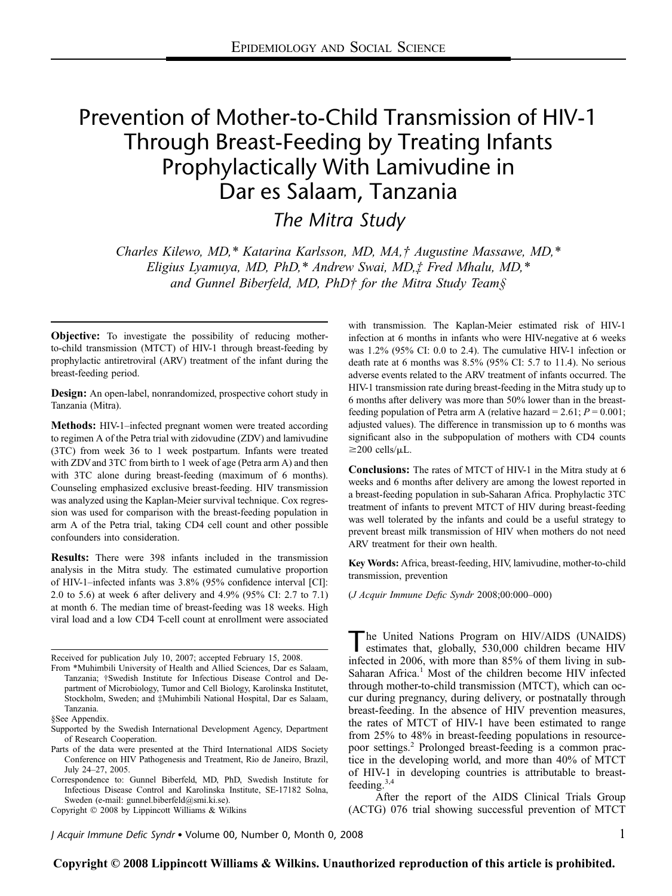# Prevention of Mother-to-Child Transmission of HIV-1 Through Breast-Feeding by Treating Infants Prophylactically With Lamivudine in Dar es Salaam, Tanzania

## *The Mitra Study*

*Charles Kilewo, MD,\* Katarina Karlsson, MD, MA,† Augustine Massawe, MD,\* Eligius Lyamuya, MD, PhD,\* Andrew Swai, MD,‡ Fred Mhalu, MD,\* and Gunnel Biberfeld, MD, PhD† for the Mitra Study Team§*

**Objective:** To investigate the possibility of reducing mother-to-child transmission (MTCT) of HIV-1 through breast-feeding by prophylactic antiretroviral (ARV) treatment of the infant during the breast-feeding period.

**Design:** An open-label, nonrandomized, prospective cohort study in Tanzania (Mitra).

**Methods:** HIV-1–infected pregnant women were treated according to regimen A of the Petra trial with zidovudine (ZDV) and lamivudine (3TC) from week 36 to 1 week postpartum. Infants were treated with ZDV and 3TC from birth to 1 week of age (Petra arm A) and then with 3TC alone during breast-feeding (maximum of 6 months). Counseling emphasized exclusive breast-feeding. HIV transmission was analyzed using the Kaplan-Meier survival technique. Cox regression was used for comparison with the breast-feeding population in arm A of the Petra trial, taking CD4 cell count and other possible confounders into consideration.

**Results:** There were 398 infants included in the transmission analysis in the Mitra study. The estimated cumulative proportion of HIV-1–infected infants was 3.8% (95% confidence interval [CI]: 2.0 to 5.6) at week 6 after delivery and 4.9% (95% CI: 2.7 to 7.1) at month 6. The median time of breast-feeding was 18 weeks. High viral load and a low CD4 T-cell count at enrollment were associated with transmission. The Kaplan-Meier estimated risk of HIV-1 infection at 6 months in infants who were HIV-negative at 6 weeks was 1.2% (95% CI: 0.0 to 2.4). The cumulative HIV-1 infection or death rate at 6 months was 8.5% (95% CI: 5.7 to 11.4). No serious adverse events related to the ARV treatment of infants occurred. The HIV-1 transmission rate during breast-feeding in the Mitra study up to 6 months after delivery was more than 50% lower than in the breast-feeding population of Petra arm A (relative hazard = 2.61; $P = 0.001$; adjusted values). The difference in transmission up to 6 months was significant also in the subpopulation of mothers with CD4 counts $\geq$200 cells/μL.

**Conclusions:** The rates of MTCT of HIV-1 in the Mitra study at 6 weeks and 6 months after delivery are among the lowest reported in a breast-feeding population in sub-Saharan Africa. Prophylactic 3TC treatment of infants to prevent MTCT of HIV during breast-feeding was well tolerated by the infants and could be a useful strategy to prevent breast milk transmission of HIV when mothers do not need ARV treatment for their own health.

**Key Words:** Africa, breast-feeding, HIV, lamivudine, mother-to-child transmission, prevention

(*J Acquir Immune Defic Syndr* 2008;00:000–000)

Received for publication July 10, 2007; accepted February 15, 2008.

From \*Muhimbili University of Health and Allied Sciences, Dar es Salaam, Tanzania; †Swedish Institute for Infectious Disease Control and Department of Microbiology, Tumor and Cell Biology, Karolinska Institutet, Stockholm, Sweden; and ‡Muhimbili National Hospital, Dar es Salaam, Tanzania.

§See Appendix.

Supported by the Swedish International Development Agency, Department of Research Cooperation.

Parts of the data were presented at the Third International AIDS Society Conference on HIV Pathogenesis and Treatment, Rio de Janeiro, Brazil, July 24–27, 2005.

Correspondence to: Gunnel Biberfeld, MD, PhD, Swedish Institute for Infectious Disease Control and Karolinska Institute, SE-17182 Solna, Sweden (e-mail: gunnel.biberfeld@smi.ki.se).

Copyright © 2008 by Lippincott Williams & Wilkins

The United Nations Program on HIV/AIDS (UNAIDS) estimates that, globally, 530,000 children became HIV infected in 2006, with more than 85% of them living in sub-Saharan Africa.[1] Most of the children become HIV infected through mother-to-child transmission (MTCT), which can occur during pregnancy, during delivery, or postnatally through breast-feeding. In the absence of HIV prevention measures, the rates of MTCT of HIV-1 have been estimated to range from 25% to 48% in breast-feeding populations in resource-poor settings.[2] Prolonged breast-feeding is a common practice in the developing world, and more than 40% of MTCT of HIV-1 in developing countries is attributable to breast-feeding.[3,4]

After the report of the AIDS Clinical Trials Group (ACTG) 076 trial showing successful prevention of MTCT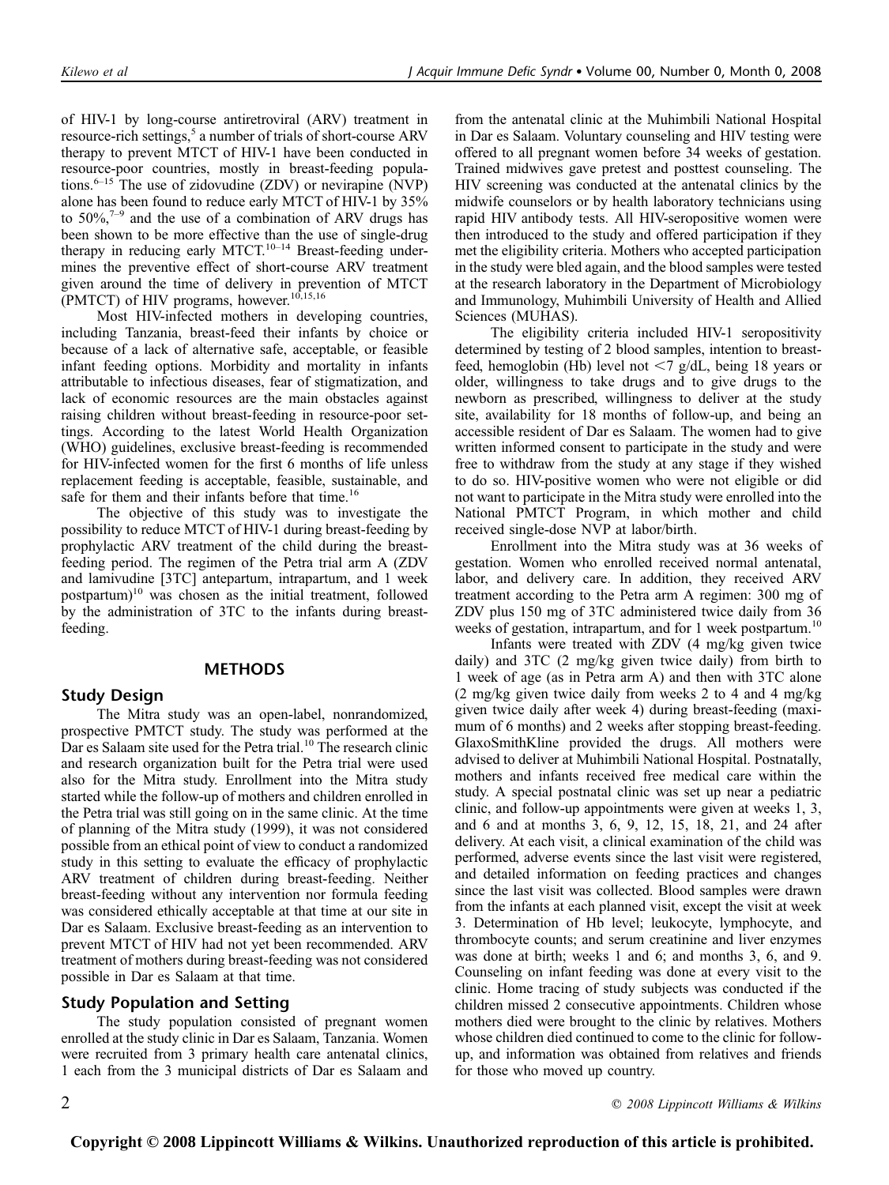of HIV-1 by long-course antiretroviral (ARV) treatment in resource-rich settings,[5] a number of trials of short-course ARV therapy to prevent MTCT of HIV-1 have been conducted in resource-poor countries, mostly in breast-feeding populations.[6–15] The use of zidovudine (ZDV) or nevirapine (NVP) alone has been found to reduce early MTCT of HIV-1 by 35% to 50%,[7–9] and the use of a combination of ARV drugs has been shown to be more effective than the use of single-drug therapy in reducing early MTCT.[10–14] Breast-feeding undermines the preventive effect of short-course ARV treatment given around the time of delivery in prevention of MTCT (PMTCT) of HIV programs, however.[10,15,16]

Most HIV-infected mothers in developing countries, including Tanzania, breast-feed their infants by choice or because of a lack of alternative safe, acceptable, or feasible infant feeding options. Morbidity and mortality in infants attributable to infectious diseases, fear of stigmatization, and lack of economic resources are the main obstacles against raising children without breast-feeding in resource-poor settings. According to the latest World Health Organization (WHO) guidelines, exclusive breast-feeding is recommended for HIV-infected women for the first 6 months of life unless replacement feeding is acceptable, feasible, sustainable, and safe for them and their infants before that time.[16]

The objective of this study was to investigate the possibility to reduce MTCT of HIV-1 during breast-feeding by prophylactic ARV treatment of the child during the breast-feeding period. The regimen of the Petra trial arm A (ZDV and lamivudine [3TC] antepartum, intrapartum, and 1 week postpartum)[10] was chosen as the initial treatment, followed by the administration of 3TC to the infants during breast-feeding.

## METHODS

### Study Design

The Mitra study was an open-label, nonrandomized, prospective PMTCT study. The study was performed at the Dar es Salaam site used for the Petra trial.[10] The research clinic and research organization built for the Petra trial were used also for the Mitra study. Enrollment into the Mitra study started while the follow-up of mothers and children enrolled in the Petra trial was still going on in the same clinic. At the time of planning of the Mitra study (1999), it was not considered possible from an ethical point of view to conduct a randomized study in this setting to evaluate the efficacy of prophylactic ARV treatment of children during breast-feeding. Neither breast-feeding without any intervention nor formula feeding was considered ethically acceptable at that time at our site in Dar es Salaam. Exclusive breast-feeding as an intervention to prevent MTCT of HIV had not yet been recommended. ARV treatment of mothers during breast-feeding was not considered possible in Dar es Salaam at that time.

### Study Population and Setting

The study population consisted of pregnant women enrolled at the study clinic in Dar es Salaam, Tanzania. Women were recruited from 3 primary health care antenatal clinics, 1 each from the 3 municipal districts of Dar es Salaam and from the antenatal clinic at the Muhimbili National Hospital in Dar es Salaam. Voluntary counseling and HIV testing were offered to all pregnant women before 34 weeks of gestation. Trained midwives gave pretest and posttest counseling. The HIV screening was conducted at the antenatal clinics by the midwife counselors or by health laboratory technicians using rapid HIV antibody tests. All HIV-seropositive women were then introduced to the study and offered participation if they met the eligibility criteria. Mothers who accepted participation in the study were bled again, and the blood samples were tested at the research laboratory in the Department of Microbiology and Immunology, Muhimbili University of Health and Allied Sciences (MUHAS).

The eligibility criteria included HIV-1 seropositivity determined by testing of 2 blood samples, intention to breast-feed, hemoglobin (Hb) level not <7 g/dL, being 18 years or older, willingness to take drugs and to give drugs to the newborn as prescribed, willingness to deliver at the study site, availability for 18 months of follow-up, and being an accessible resident of Dar es Salaam. The women had to give written informed consent to participate in the study and were free to withdraw from the study at any stage if they wished to do so. HIV-positive women who were not eligible or did not want to participate in the Mitra study were enrolled into the National PMTCT Program, in which mother and child received single-dose NVP at labor/birth.

Enrollment into the Mitra study was at 36 weeks of gestation. Women who enrolled received normal antenatal, labor, and delivery care. In addition, they received ARV treatment according to the Petra arm A regimen: 300 mg of ZDV plus 150 mg of 3TC administered twice daily from 36 weeks of gestation, intrapartum, and for 1 week postpartum.[10]

Infants were treated with ZDV (4 mg/kg given twice daily) and 3TC (2 mg/kg given twice daily) from birth to 1 week of age (as in Petra arm A) and then with 3TC alone (2 mg/kg given twice daily from weeks 2 to 4 and 4 mg/kg given twice daily after week 4) during breast-feeding (maximum of 6 months) and 2 weeks after stopping breast-feeding. GlaxoSmithKline provided the drugs. All mothers were advised to deliver at Muhimbili National Hospital. Postnatally, mothers and infants received free medical care within the study. A special postnatal clinic was set up near a pediatric clinic, and follow-up appointments were given at weeks 1, 3, and 6 and at months 3, 6, 9, 12, 15, 18, 21, and 24 after delivery. At each visit, a clinical examination of the child was performed, adverse events since the last visit were registered, and detailed information on feeding practices and changes since the last visit was collected. Blood samples were drawn from the infants at each planned visit, except the visit at week 3. Determination of Hb level; leukocyte, lymphocyte, and thrombocyte counts; and serum creatinine and liver enzymes was done at birth; weeks 1 and 6; and months 3, 6, and 9. Counseling on infant feeding was done at every visit to the clinic. Home tracing of study subjects was conducted if the children missed 2 consecutive appointments. Children whose mothers died were brought to the clinic by relatives. Mothers whose children died continued to come to the clinic for follow-up, and information was obtained from relatives and friends for those who moved up country.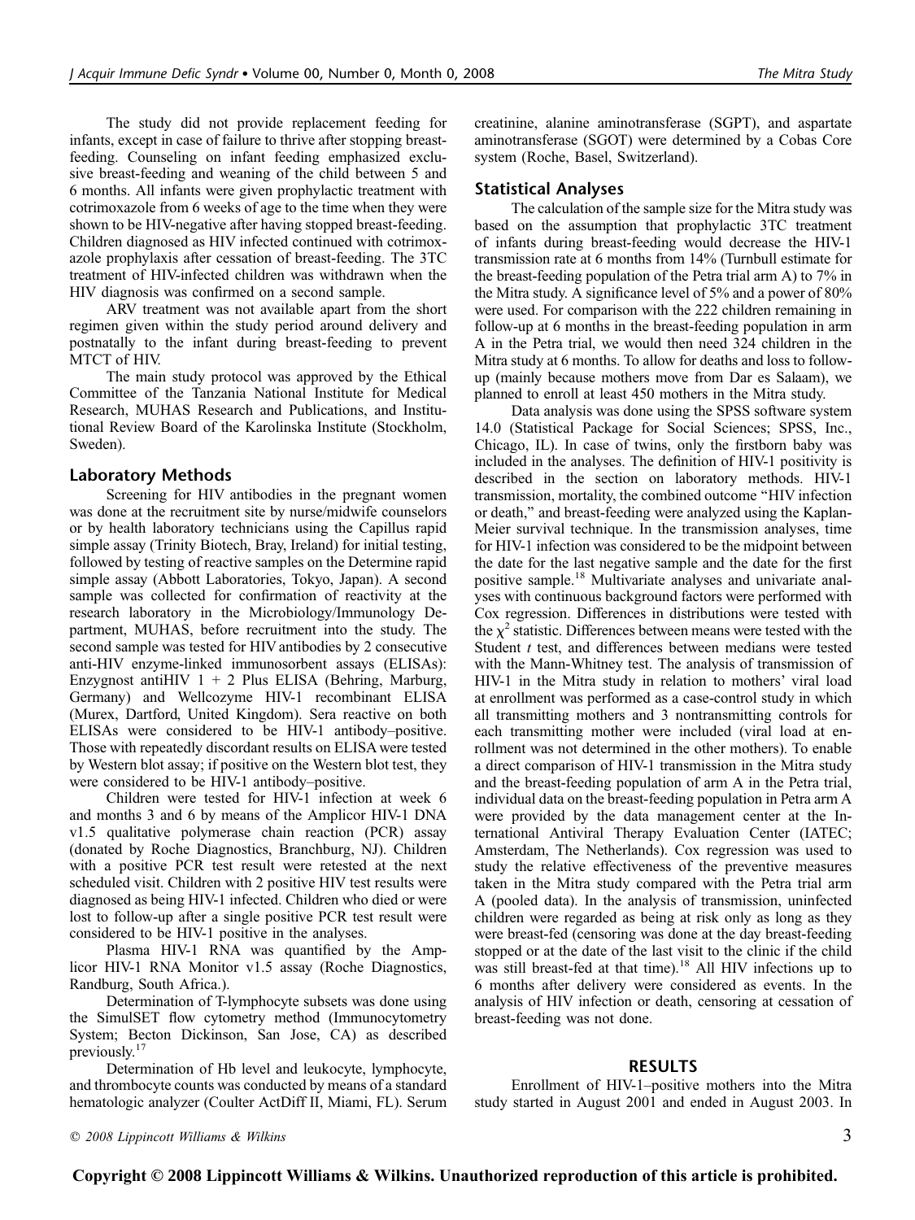The study did not provide replacement feeding for infants, except in case of failure to thrive after stopping breast-feeding. Counseling on infant feeding emphasized exclusive breast-feeding and weaning of the child between 5 and 6 months. All infants were given prophylactic treatment with cotrimoxazole from 6 weeks of age to the time when they were shown to be HIV-negative after having stopped breast-feeding. Children diagnosed as HIV infected continued with cotrimoxazole prophylaxis after cessation of breast-feeding. The 3TC treatment of HIV-infected children was withdrawn when the HIV diagnosis was confirmed on a second sample.

ARV treatment was not available apart from the short regimen given within the study period around delivery and postnatally to the infant during breast-feeding to prevent MTCT of HIV.

The main study protocol was approved by the Ethical Committee of the Tanzania National Institute for Medical Research, MUHAS Research and Publications, and Institutional Review Board of the Karolinska Institute (Stockholm, Sweden).

## Laboratory Methods

Screening for HIV antibodies in the pregnant women was done at the recruitment site by nurse/midwife counselors or by health laboratory technicians using the Capillus rapid simple assay (Trinity Biotech, Bray, Ireland) for initial testing, followed by testing of reactive samples on the Determine rapid simple assay (Abbott Laboratories, Tokyo, Japan). A second sample was collected for confirmation of reactivity at the research laboratory in the Microbiology/Immunology Department, MUHAS, before recruitment into the study. The second sample was tested for HIV antibodies by 2 consecutive anti-HIV enzyme-linked immunosorbent assays (ELISAs): Enzygnost antiHIV 1 + 2 Plus ELISA (Behring, Marburg, Germany) and Wellcozyme HIV-1 recombinant ELISA (Murex, Dartford, United Kingdom). Sera reactive on both ELISAs were considered to be HIV-1 antibody–positive. Those with repeatedly discordant results on ELISA were tested by Western blot assay; if positive on the Western blot test, they were considered to be HIV-1 antibody–positive.

Children were tested for HIV-1 infection at week 6 and months 3 and 6 by means of the Amplicor HIV-1 DNA v1.5 qualitative polymerase chain reaction (PCR) assay (donated by Roche Diagnostics, Branchburg, NJ). Children with a positive PCR test result were retested at the next scheduled visit. Children with 2 positive HIV test results were diagnosed as being HIV-1 infected. Children who died or were lost to follow-up after a single positive PCR test result were considered to be HIV-1 positive in the analyses.

Plasma HIV-1 RNA was quantified by the Amplicor HIV-1 RNA Monitor v1.5 assay (Roche Diagnostics, Randburg, South Africa.).

Determination of T-lymphocyte subsets was done using the SimulSET flow cytometry method (Immunocytometry System; Becton Dickinson, San Jose, CA) as described previously.[17]

Determination of Hb level and leukocyte, lymphocyte, and thrombocyte counts was conducted by means of a standard hematologic analyzer (Coulter ActDiff II, Miami, FL). Serum creatinine, alanine aminotransferase (SGPT), and aspartate aminotransferase (SGOT) were determined by a Cobas Core system (Roche, Basel, Switzerland).

## Statistical Analyses

The calculation of the sample size for the Mitra study was based on the assumption that prophylactic 3TC treatment of infants during breast-feeding would decrease the HIV-1 transmission rate at 6 months from 14% (Turnbull estimate for the breast-feeding population of the Petra trial arm A) to 7% in the Mitra study. A significance level of 5% and a power of 80% were used. For comparison with the 222 children remaining in follow-up at 6 months in the breast-feeding population in arm A in the Petra trial, we would then need 324 children in the Mitra study at 6 months. To allow for deaths and loss to follow-up (mainly because mothers move from Dar es Salaam), we planned to enroll at least 450 mothers in the Mitra study.

Data analysis was done using the SPSS software system 14.0 (Statistical Package for Social Sciences; SPSS, Inc., Chicago, IL). In case of twins, only the firstborn baby was included in the analyses. The definition of HIV-1 positivity is described in the section on laboratory methods. HIV-1 transmission, mortality, the combined outcome "HIV infection or death," and breast-feeding were analyzed using the Kaplan-Meier survival technique. In the transmission analyses, time for HIV-1 infection was considered to be the midpoint between the date for the last negative sample and the date for the first positive sample.[18] Multivariate analyses and univariate analyses with continuous background factors were performed with Cox regression. Differences in distributions were tested with the $\chi^2$ statistic. Differences between means were tested with the Student *t* test, and differences between medians were tested with the Mann-Whitney test. The analysis of transmission of HIV-1 in the Mitra study in relation to mothers' viral load at enrollment was performed as a case-control study in which all transmitting mothers and 3 nontransmitting controls for each transmitting mother were included (viral load at enrollment was not determined in the other mothers). To enable a direct comparison of HIV-1 transmission in the Mitra study and the breast-feeding population of arm A in the Petra trial, individual data on the breast-feeding population in Petra arm A were provided by the data management center at the International Antiviral Therapy Evaluation Center (IATEC; Amsterdam, The Netherlands). Cox regression was used to study the relative effectiveness of the preventive measures taken in the Mitra study compared with the Petra trial arm A (pooled data). In the analysis of transmission, uninfected children were regarded as being at risk only as long as they were breast-fed (censoring was done at the day breast-feeding stopped or at the date of the last visit to the clinic if the child was still breast-fed at that time).[18] All HIV infections up to 6 months after delivery were considered as events. In the analysis of HIV infection or death, censoring at cessation of breast-feeding was not done.

# RESULTS

Enrollment of HIV-1–positive mothers into the Mitra study started in August 2001 and ended in August 2003. In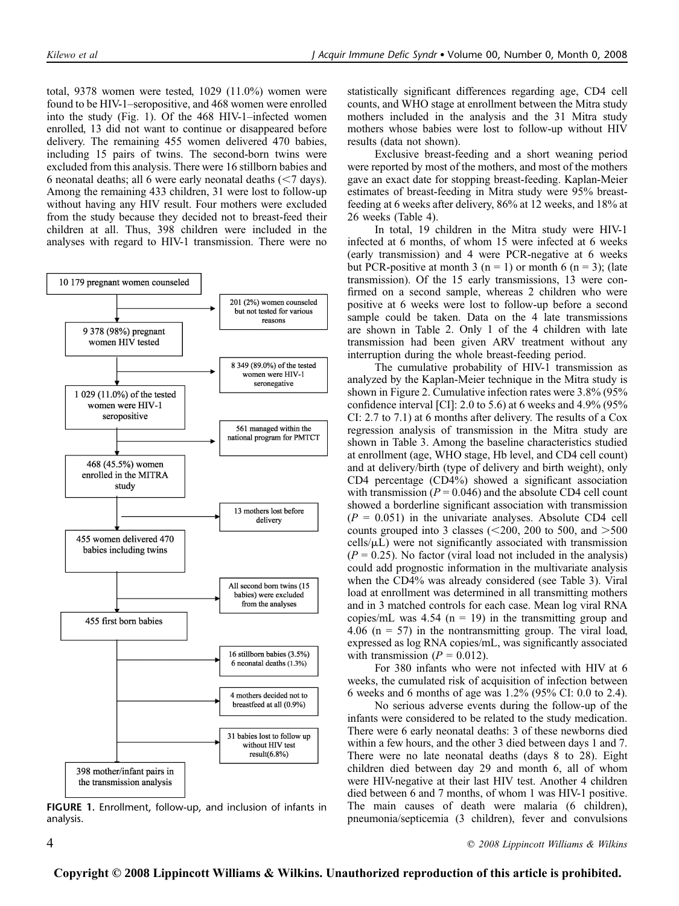total, 9378 women were tested, 1029 (11.0%) women were found to be HIV-1–seropositive, and 468 women were enrolled into the study (Fig. 1). Of the 468 HIV-1–infected women enrolled, 13 did not want to continue or disappeared before delivery. The remaining 455 women delivered 470 babies, including 15 pairs of twins. The second-born twins were excluded from this analysis. There were 16 stillborn babies and 6 neonatal deaths; all 6 were early neonatal deaths (<7 days). Among the remaining 433 children, 31 were lost to follow-up without having any HIV result. Four mothers were excluded from the study because they decided not to breast-feed their children at all. Thus, 398 children were included in the analyses with regard to HIV-1 transmission. There were no statistically significant differences regarding age, CD4 cell counts, and WHO stage at enrollment between the Mitra study mothers included in the analysis and the 31 Mitra study mothers whose babies were lost to follow-up without HIV results (data not shown).

- 10 179 pregnant women counseled
  - → 201 (2%) women counseled but not tested for various reasons
- 9 378 (98%) pregnant women HIV tested
  - → 8 349 (89.0%) of the tested women were HIV-1 seronegative
- 1 029 (11.0%) of the tested women were HIV-1 seropositive
  - → 561 managed within the national program for PMTCT
- 468 (45.5%) women enrolled in the MITRA study
  - → 13 mothers lost before delivery
- 455 women delivered 470 babies including twins
  - → All second born twins (15 babies) were excluded from the analyses
- 455 first born babies
  - → 16 stillborn babies (3.5%) 6 neonatal deaths (1.3%)
  - → 4 mothers decided not to breastfeed at all (0.9%)
  - → 31 babies lost to follow up without HIV test result(6.8%)
- 398 mother/infant pairs in the transmission analysis

**FIGURE 1.** Enrollment, follow-up, and inclusion of infants in analysis.

Exclusive breast-feeding and a short weaning period were reported by most of the mothers, and most of the mothers gave an exact date for stopping breast-feeding. Kaplan-Meier estimates of breast-feeding in Mitra study were 95% breast-feeding at 6 weeks after delivery, 86% at 12 weeks, and 18% at 26 weeks (Table 4).

In total, 19 children in the Mitra study were HIV-1 infected at 6 months, of whom 15 were infected at 6 weeks (early transmission) and 4 were PCR-negative at 6 weeks but PCR-positive at month 3 (n = 1) or month 6 (n = 3); (late transmission). Of the 15 early transmissions, 13 were confirmed on a second sample, whereas 2 children who were positive at 6 weeks were lost to follow-up before a second sample could be taken. Data on the 4 late transmissions are shown in Table 2. Only 1 of the 4 children with late transmission had been given ARV treatment without any interruption during the whole breast-feeding period.

The cumulative probability of HIV-1 transmission as analyzed by the Kaplan-Meier technique in the Mitra study is shown in Figure 2. Cumulative infection rates were 3.8% (95% confidence interval [CI]: 2.0 to 5.6) at 6 weeks and 4.9% (95% CI: 2.7 to 7.1) at 6 months after delivery. The results of a Cox regression analysis of transmission in the Mitra study are shown in Table 3. Among the baseline characteristics studied at enrollment (age, WHO stage, Hb level, and CD4 cell count) and at delivery/birth (type of delivery and birth weight), only CD4 percentage (CD4%) showed a significant association with transmission ($P = 0.046$) and the absolute CD4 cell count showed a borderline significant association with transmission ($P = 0.051$) in the univariate analyses. Absolute CD4 cell counts grouped into 3 classes (<200, 200 to 500, and >500 cells/μL) were not significantly associated with transmission ($P = 0.25$). No factor (viral load not included in the analysis) could add prognostic information in the multivariate analysis when the CD4% was already considered (see Table 3). Viral load at enrollment was determined in all transmitting mothers and in 3 matched controls for each case. Mean log viral RNA copies/mL was 4.54 (n = 19) in the transmitting group and 4.06 (n = 57) in the nontransmitting group. The viral load, expressed as log RNA copies/mL, was significantly associated with transmission ($P = 0.012$).

For 380 infants who were not infected with HIV at 6 weeks, the cumulated risk of acquisition of infection between 6 weeks and 6 months of age was 1.2% (95% CI: 0.0 to 2.4).

No serious adverse events during the follow-up of the infants were considered to be related to the study medication. There were 6 early neonatal deaths: 3 of these newborns died within a few hours, and the other 3 died between days 1 and 7. There were no late neonatal deaths (days 8 to 28). Eight children died between day 29 and month 6, all of whom were HIV-negative at their last HIV test. Another 4 children died between 6 and 7 months, of whom 1 was HIV-1 positive. The main causes of death were malaria (6 children), pneumonia/septicemia (3 children), fever and convulsions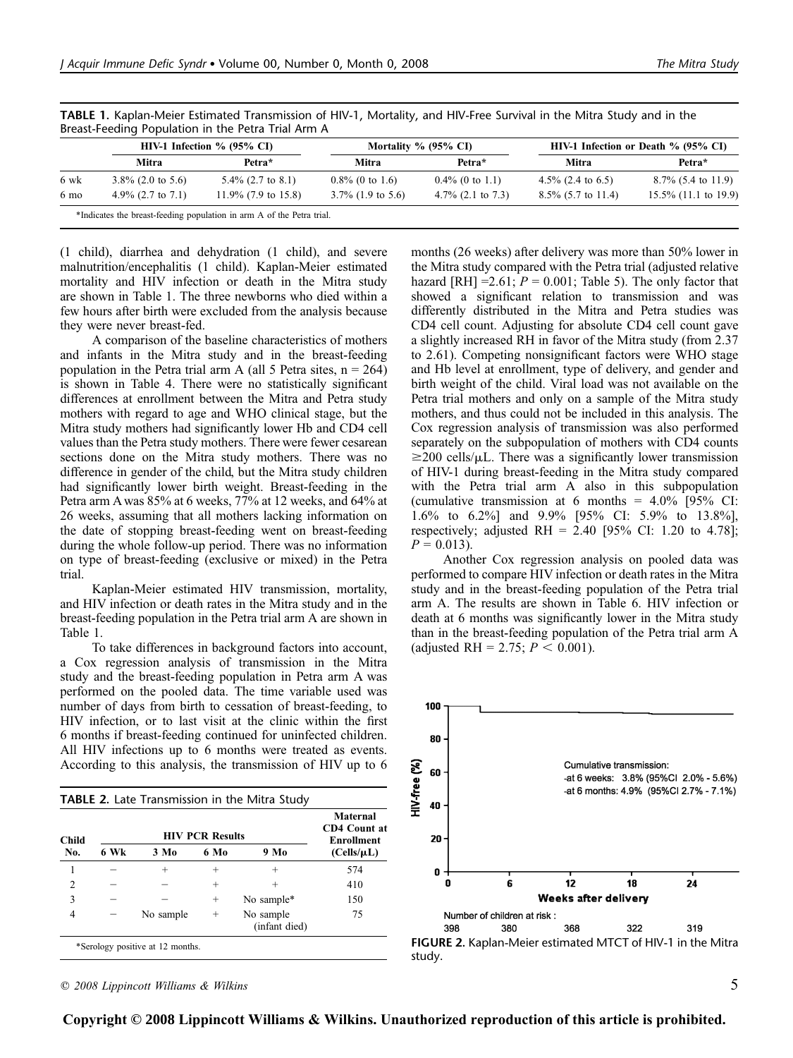**TABLE 1.** Kaplan-Meier Estimated Transmission of HIV-1, Mortality, and HIV-Free Survival in the Mitra Study and in the Breast-Feeding Population in the Petra Trial Arm A

| | HIV-1 Infection % (95% CI) | | Mortality % (95% CI) | | HIV-1 Infection or Death % (95% CI) | |
|---|---|---|---|---|---|---|
| | Mitra | Petra* | Mitra | Petra* | Mitra | Petra* |
| 6 wk | 3.8% (2.0 to 5.6) | 5.4% (2.7 to 8.1) | 0.8% (0 to 1.6) | 0.4% (0 to 1.1) | 4.5% (2.4 to 6.5) | 8.7% (5.4 to 11.9) |
| 6 mo | 4.9% (2.7 to 7.1) | 11.9% (7.9 to 15.8) | 3.7% (1.9 to 5.6) | 4.7% (2.1 to 7.3) | 8.5% (5.7 to 11.4) | 15.5% (11.1 to 19.9) |

*Indicates the breast-feeding population in arm A of the Petra trial.

(1 child), diarrhea and dehydration (1 child), and severe malnutrition/encephalitis (1 child). Kaplan-Meier estimated mortality and HIV infection or death in the Mitra study are shown in Table 1. The three newborns who died within a few hours after birth were excluded from the analysis because they were never breast-fed.

A comparison of the baseline characteristics of mothers and infants in the Mitra study and in the breast-feeding population in the Petra trial arm A (all 5 Petra sites, n = 264) is shown in Table 4. There were no statistically significant differences at enrollment between the Mitra and Petra study mothers with regard to age and WHO clinical stage, but the Mitra study mothers had significantly lower Hb and CD4 cell values than the Petra study mothers. There were fewer cesarean sections done on the Mitra study mothers. There was no difference in gender of the child, but the Mitra study children had significantly lower birth weight. Breast-feeding in the Petra arm A was 85% at 6 weeks, 77% at 12 weeks, and 64% at 26 weeks, assuming that all mothers lacking information on the date of stopping breast-feeding went on breast-feeding during the whole follow-up period. There was no information on type of breast-feeding (exclusive or mixed) in the Petra trial.

Kaplan-Meier estimated HIV transmission, mortality, and HIV infection or death rates in the Mitra study and in the breast-feeding population in the Petra trial arm A are shown in Table 1.

To take differences in background factors into account, a Cox regression analysis of transmission in the Mitra study and the breast-feeding population in Petra arm A was performed on the pooled data. The time variable used was number of days from birth to cessation of breast-feeding, to HIV infection, or to last visit at the clinic within the first 6 months if breast-feeding continued for uninfected children. All HIV infections up to 6 months were treated as events. According to this analysis, the transmission of HIV up to 6 months (26 weeks) after delivery was more than 50% lower in the Mitra study compared with the Petra trial (adjusted relative hazard [RH] =2.61; $P = 0.001$; Table 5). The only factor that showed a significant relation to transmission and was differently distributed in the Mitra and Petra studies was CD4 cell count. Adjusting for absolute CD4 cell count gave a slightly increased RH in favor of the Mitra study (from 2.37 to 2.61). Competing nonsignificant factors were WHO stage and Hb level at enrollment, type of delivery, and gender and birth weight of the child. Viral load was not available on the Petra trial mothers and only on a sample of the Mitra study mothers, and thus could not be included in this analysis. The Cox regression analysis of transmission was also performed separately on the subpopulation of mothers with CD4 counts ≥200 cells/μL. There was a significantly lower transmission of HIV-1 during breast-feeding in the Mitra study compared with the Petra trial arm A also in this subpopulation (cumulative transmission at 6 months = 4.0% [95% CI: 1.6% to 6.2%] and 9.9% [95% CI: 5.9% to 13.8%], respectively; adjusted RH = 2.40 [95% CI: 1.20 to 4.78]; $P = 0.013$).

Another Cox regression analysis on pooled data was performed to compare HIV infection or death rates in the Mitra study and in the breast-feeding population of the Petra trial arm A. The results are shown in Table 6. HIV infection or death at 6 months was significantly lower in the Mitra study than in the breast-feeding population of the Petra trial arm A (adjusted RH = 2.75; $P < 0.001$).

**TABLE 2.** Late Transmission in the Mitra Study

| Child No. | HIV PCR Results | | | | Maternal CD4 Count at Enrollment |
|---|---|---|---|---|---|
| | 6 Wk | 3 Mo | 6 Mo | 9 Mo | (Cells/μL) |
| 1 | − | + | + | + | 574 |
| 2 | − | − | + | + | 410 |
| 3 | − | − | + | No sample* | 150 |
| 4 | − | No sample | + | No sample (infant died) | 75 |

*Serology positive at 12 months.

Cumulative transmission:
-at 6 weeks: 3.8% (95%CI 2.0% - 5.6%)
-at 6 months: 4.9% (95%CI 2.7% - 7.1%)

Number of children at risk :

| Weeks after delivery | 0 | 6 | 12 | 18 | 24 |
|---|---|---|---|---|---|
| Number of children at risk | 398 | 380 | 368 | 322 | 319 |

**FIGURE 2.** Kaplan-Meier estimated MTCT of HIV-1 in the Mitra study.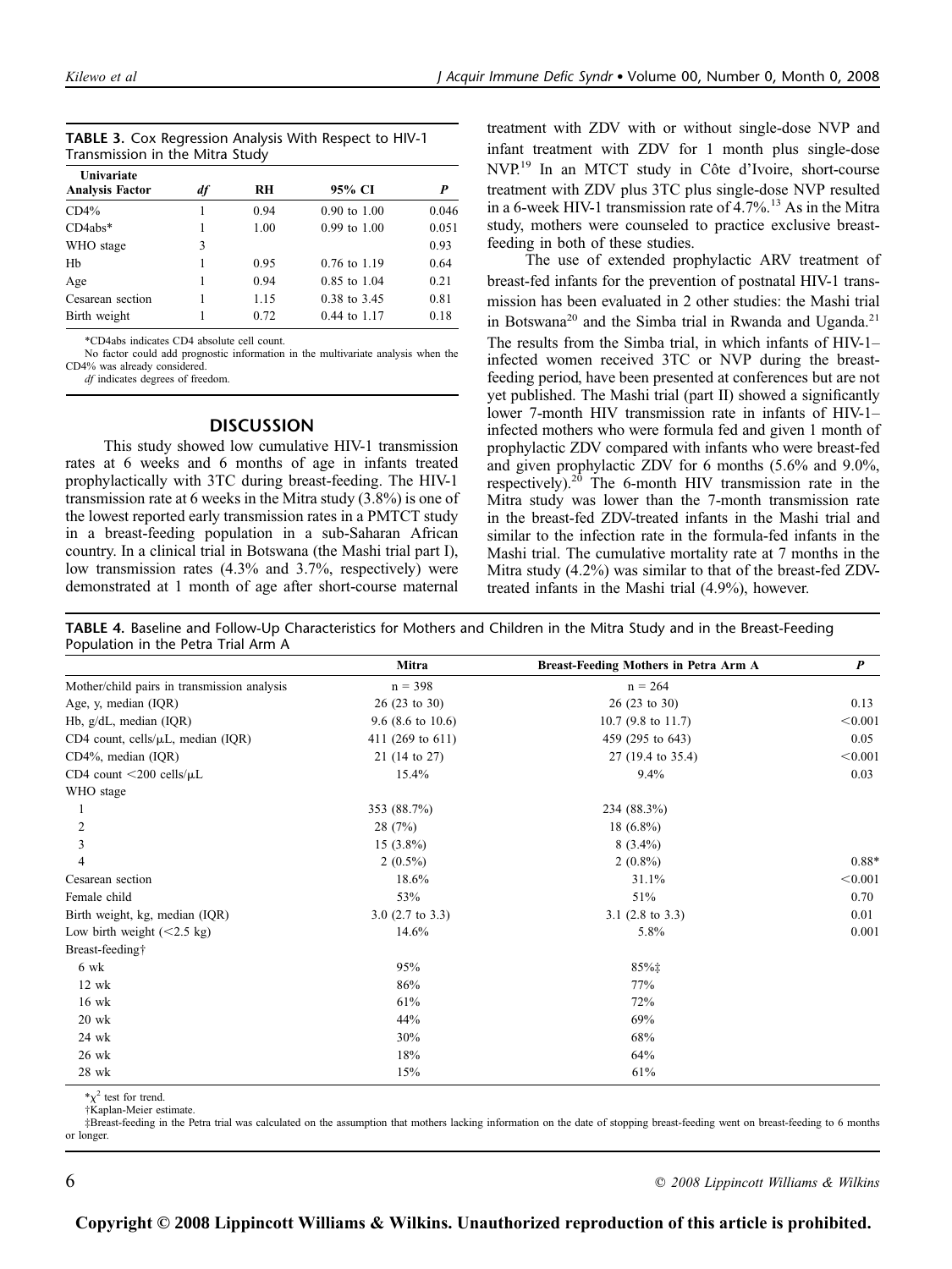**TABLE 3.** Cox Regression Analysis With Respect to HIV-1 Transmission in the Mitra Study

| Univariate Analysis Factor | df | RH | 95% CI | P |
|---|---|---|---|---|
| CD4% | 1 | 0.94 | 0.90 to 1.00 | 0.046 |
| CD4abs* | 1 | 1.00 | 0.99 to 1.00 | 0.051 |
| WHO stage | 3 | | | 0.93 |
| Hb | 1 | 0.95 | 0.76 to 1.19 | 0.64 |
| Age | 1 | 0.94 | 0.85 to 1.04 | 0.21 |
| Cesarean section | 1 | 1.15 | 0.38 to 3.45 | 0.81 |
| Birth weight | 1 | 0.72 | 0.44 to 1.17 | 0.18 |

*CD4abs indicates CD4 absolute cell count.

No factor could add prognostic information in the multivariate analysis when the CD4% was already considered.

*df* indicates degrees of freedom.

## DISCUSSION

This study showed low cumulative HIV-1 transmission rates at 6 weeks and 6 months of age in infants treated prophylactically with 3TC during breast-feeding. The HIV-1 transmission rate at 6 weeks in the Mitra study (3.8%) is one of the lowest reported early transmission rates in a PMTCT study in a breast-feeding population in a sub-Saharan African country. In a clinical trial in Botswana (the Mashi trial part I), low transmission rates (4.3% and 3.7%, respectively) were demonstrated at 1 month of age after short-course maternal treatment with ZDV with or without single-dose NVP and infant treatment with ZDV for 1 month plus single-dose NVP.[19] In an MTCT study in Côte d'Ivoire, short-course treatment with ZDV plus 3TC plus single-dose NVP resulted in a 6-week HIV-1 transmission rate of 4.7%.[13] As in the Mitra study, mothers were counseled to practice exclusive breast-feeding in both of these studies.

The use of extended prophylactic ARV treatment of breast-fed infants for the prevention of postnatal HIV-1 transmission has been evaluated in 2 other studies: the Mashi trial in Botswana[20] and the Simba trial in Rwanda and Uganda.[21] The results from the Simba trial, in which infants of HIV-1–infected women received 3TC or NVP during the breast-feeding period, have been presented at conferences but are not yet published. The Mashi trial (part II) showed a significantly lower 7-month HIV transmission rate in infants of HIV-1–infected mothers who were formula fed and given 1 month of prophylactic ZDV compared with infants who were breast-fed and given prophylactic ZDV for 6 months (5.6% and 9.0%, respectively).[20] The 6-month HIV transmission rate in the Mitra study was lower than the 7-month transmission rate in the breast-fed ZDV-treated infants in the Mashi trial and similar to the infection rate in the formula-fed infants in the Mashi trial. The cumulative mortality rate at 7 months in the Mitra study (4.2%) was similar to that of the breast-fed ZDV-treated infants in the Mashi trial (4.9%), however.

**TABLE 4.** Baseline and Follow-Up Characteristics for Mothers and Children in the Mitra Study and in the Breast-Feeding Population in the Petra Trial Arm A

| | Mitra | Breast-Feeding Mothers in Petra Arm A | P |
|---|---|---|---|
| Mother/child pairs in transmission analysis | n = 398 | n = 264 | |
| Age, y, median (IQR) | 26 (23 to 30) | 26 (23 to 30) | 0.13 |
| Hb, g/dL, median (IQR) | 9.6 (8.6 to 10.6) | 10.7 (9.8 to 11.7) | <0.001 |
| CD4 count, cells/μL, median (IQR) | 411 (269 to 611) | 459 (295 to 643) | 0.05 |
| CD4%, median (IQR) | 21 (14 to 27) | 27 (19.4 to 35.4) | <0.001 |
| CD4 count <200 cells/μL | 15.4% | 9.4% | 0.03 |
| WHO stage | | | |
| 1 | 353 (88.7%) | 234 (88.3%) | |
| 2 | 28 (7%) | 18 (6.8%) | |
| 3 | 15 (3.8%) | 8 (3.4%) | |
| 4 | 2 (0.5%) | 2 (0.8%) | 0.88* |
| Cesarean section | 18.6% | 31.1% | <0.001 |
| Female child | 53% | 51% | 0.70 |
| Birth weight, kg, median (IQR) | 3.0 (2.7 to 3.3) | 3.1 (2.8 to 3.3) | 0.01 |
| Low birth weight (<2.5 kg) | 14.6% | 5.8% | 0.001 |
| Breast-feeding† | | | |
| 6 wk | 95% | 85%‡ | |
| 12 wk | 86% | 77% | |
| 16 wk | 61% | 72% | |
| 20 wk | 44% | 69% | |
| 24 wk | 30% | 68% | |
| 26 wk | 18% | 64% | |
| 28 wk | 15% | 61% | |

*$\chi^2$ test for trend.

†Kaplan-Meier estimate.

‡Breast-feeding in the Petra trial was calculated on the assumption that mothers lacking information on the date of stopping breast-feeding went on breast-feeding to 6 months or longer.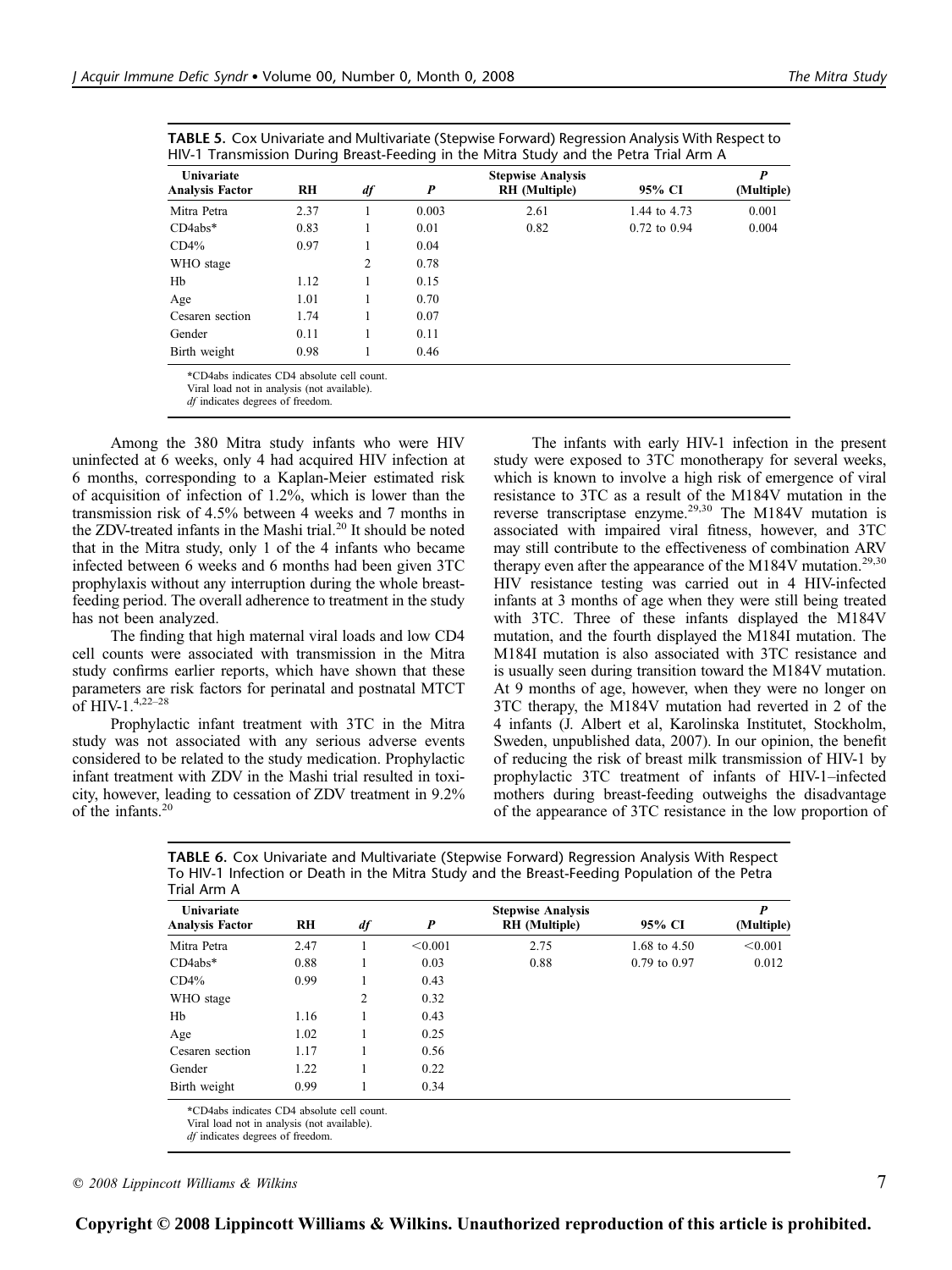**TABLE 5.** Cox Univariate and Multivariate (Stepwise Forward) Regression Analysis With Respect to HIV-1 Transmission During Breast-Feeding in the Mitra Study and the Petra Trial Arm A

| Univariate Analysis Factor | RH | *df* | *P* | Stepwise Analysis RH (Multiple) | 95% CI | *P* (Multiple) |
|---|---|---|---|---|---|---|
| Mitra Petra | 2.37 | 1 | 0.003 | 2.61 | 1.44 to 4.73 | 0.001 |
| CD4abs* | 0.83 | 1 | 0.01 | 0.82 | 0.72 to 0.94 | 0.004 |
| CD4% | 0.97 | 1 | 0.04 | | | |
| WHO stage | | 2 | 0.78 | | | |
| Hb | 1.12 | 1 | 0.15 | | | |
| Age | 1.01 | 1 | 0.70 | | | |
| Cesaren section | 1.74 | 1 | 0.07 | | | |
| Gender | 0.11 | 1 | 0.11 | | | |
| Birth weight | 0.98 | 1 | 0.46 | | | |

*CD4abs indicates CD4 absolute cell count.
Viral load not in analysis (not available).
*df* indicates degrees of freedom.

Among the 380 Mitra study infants who were HIV uninfected at 6 weeks, only 4 had acquired HIV infection at 6 months, corresponding to a Kaplan-Meier estimated risk of acquisition of infection of 1.2%, which is lower than the transmission risk of 4.5% between 4 weeks and 7 months in the ZDV-treated infants in the Mashi trial.[20] It should be noted that in the Mitra study, only 1 of the 4 infants who became infected between 6 weeks and 6 months had been given 3TC prophylaxis without any interruption during the whole breast-feeding period. The overall adherence to treatment in the study has not been analyzed.

The finding that high maternal viral loads and low CD4 cell counts were associated with transmission in the Mitra study confirms earlier reports, which have shown that these parameters are risk factors for perinatal and postnatal MTCT of HIV-1.[4,22–28]

Prophylactic infant treatment with 3TC in the Mitra study was not associated with any serious adverse events considered to be related to the study medication. Prophylactic infant treatment with ZDV in the Mashi trial resulted in toxicity, however, leading to cessation of ZDV treatment in 9.2% of the infants.[20]

The infants with early HIV-1 infection in the present study were exposed to 3TC monotherapy for several weeks, which is known to involve a high risk of emergence of viral resistance to 3TC as a result of the M184V mutation in the reverse transcriptase enzyme.[29,30] The M184V mutation is associated with impaired viral fitness, however, and 3TC may still contribute to the effectiveness of combination ARV therapy even after the appearance of the M184V mutation.[29,30] HIV resistance testing was carried out in 4 HIV-infected infants at 3 months of age when they were still being treated with 3TC. Three of these infants displayed the M184V mutation, and the fourth displayed the M184I mutation. The M184I mutation is also associated with 3TC resistance and is usually seen during transition toward the M184V mutation. At 9 months of age, however, when they were no longer on 3TC therapy, the M184V mutation had reverted in 2 of the 4 infants (J. Albert et al, Karolinska Institutet, Stockholm, Sweden, unpublished data, 2007). In our opinion, the benefit of reducing the risk of breast milk transmission of HIV-1 by prophylactic 3TC treatment of infants of HIV-1–infected mothers during breast-feeding outweighs the disadvantage of the appearance of 3TC resistance in the low proportion of

**TABLE 6.** Cox Univariate and Multivariate (Stepwise Forward) Regression Analysis With Respect To HIV-1 Infection or Death in the Mitra Study and the Breast-Feeding Population of the Petra Trial Arm A

| Univariate Analysis Factor | RH | *df* | *P* | Stepwise Analysis RH (Multiple) | 95% CI | *P* (Multiple) |
|---|---|---|---|---|---|---|
| Mitra Petra | 2.47 | 1 | <0.001 | 2.75 | 1.68 to 4.50 | <0.001 |
| CD4abs* | 0.88 | 1 | 0.03 | 0.88 | 0.79 to 0.97 | 0.012 |
| CD4% | 0.99 | 1 | 0.43 | | | |
| WHO stage | | 2 | 0.32 | | | |
| Hb | 1.16 | 1 | 0.43 | | | |
| Age | 1.02 | 1 | 0.25 | | | |
| Cesaren section | 1.17 | 1 | 0.56 | | | |
| Gender | 1.22 | 1 | 0.22 | | | |
| Birth weight | 0.99 | 1 | 0.34 | | | |

*CD4abs indicates CD4 absolute cell count.
Viral load not in analysis (not available).
*df* indicates degrees of freedom.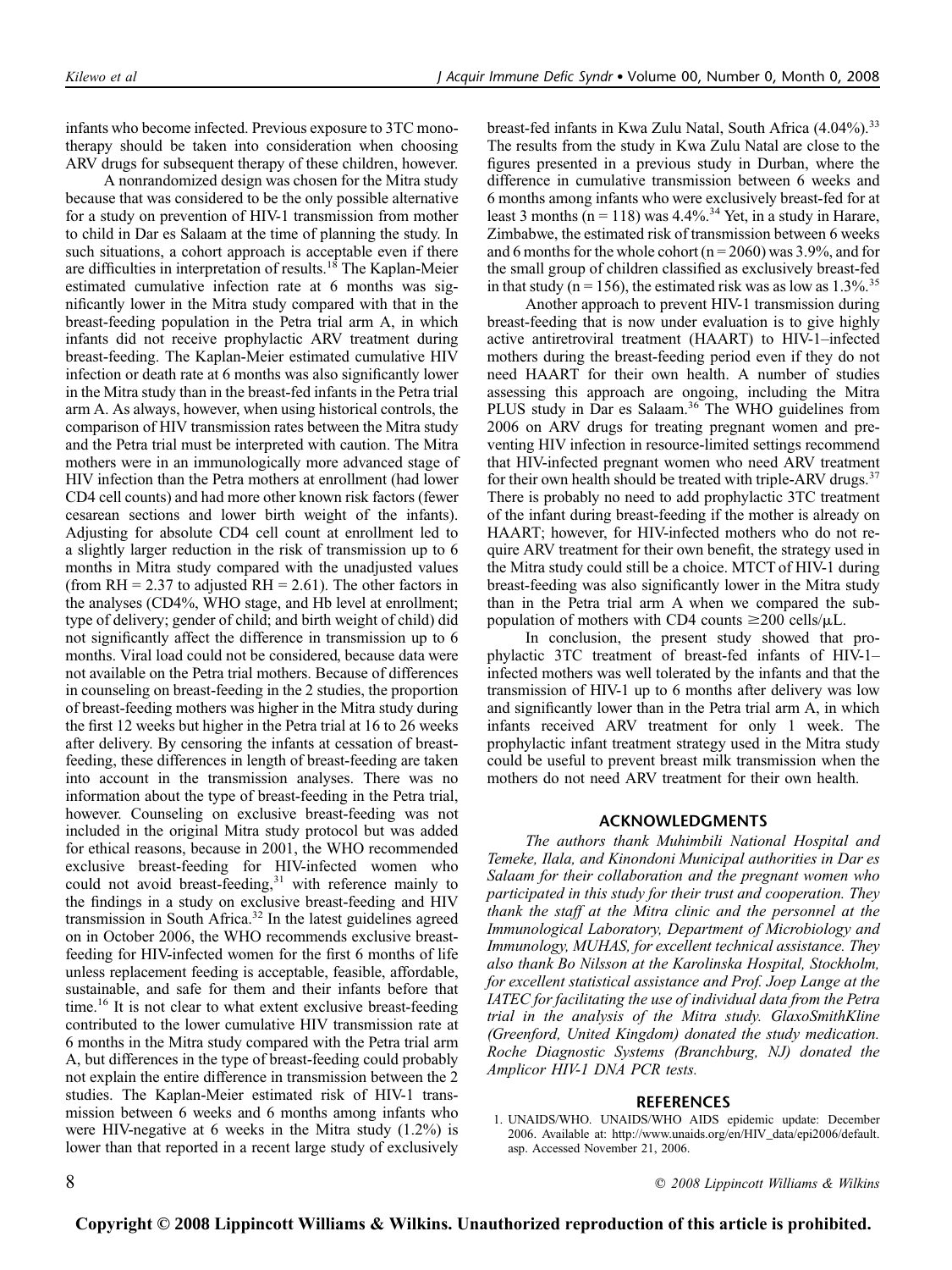infants who become infected. Previous exposure to 3TC monotherapy should be taken into consideration when choosing ARV drugs for subsequent therapy of these children, however.

A nonrandomized design was chosen for the Mitra study because that was considered to be the only possible alternative for a study on prevention of HIV-1 transmission from mother to child in Dar es Salaam at the time of planning the study. In such situations, a cohort approach is acceptable even if there are difficulties in interpretation of results.[18] The Kaplan-Meier estimated cumulative infection rate at 6 months was significantly lower in the Mitra study compared with that in the breast-feeding population in the Petra trial arm A, in which infants did not receive prophylactic ARV treatment during breast-feeding. The Kaplan-Meier estimated cumulative HIV infection or death rate at 6 months was also significantly lower in the Mitra study than in the breast-fed infants in the Petra trial arm A. As always, however, when using historical controls, the comparison of HIV transmission rates between the Mitra study and the Petra trial must be interpreted with caution. The Mitra mothers were in an immunologically more advanced stage of HIV infection than the Petra mothers at enrollment (had lower CD4 cell counts) and had more other known risk factors (fewer cesarean sections and lower birth weight of the infants). Adjusting for absolute CD4 cell count at enrollment led to a slightly larger reduction in the risk of transmission up to 6 months in Mitra study compared with the unadjusted values (from RH = 2.37 to adjusted RH = 2.61). The other factors in the analyses (CD4%, WHO stage, and Hb level at enrollment; type of delivery; gender of child; and birth weight of child) did not significantly affect the difference in transmission up to 6 months. Viral load could not be considered, because data were not available on the Petra trial mothers. Because of differences in counseling on breast-feeding in the 2 studies, the proportion of breast-feeding mothers was higher in the Mitra study during the first 12 weeks but higher in the Petra trial at 16 to 26 weeks after delivery. By censoring the infants at cessation of breast-feeding, these differences in length of breast-feeding are taken into account in the transmission analyses. There was no information about the type of breast-feeding in the Petra trial, however. Counseling on exclusive breast-feeding was not included in the original Mitra study protocol but was added for ethical reasons, because in 2001, the WHO recommended exclusive breast-feeding for HIV-infected women who could not avoid breast-feeding,[31] with reference mainly to the findings in a study on exclusive breast-feeding and HIV transmission in South Africa.[32] In the latest guidelines agreed on in October 2006, the WHO recommends exclusive breast-feeding for HIV-infected women for the first 6 months of life unless replacement feeding is acceptable, feasible, affordable, sustainable, and safe for them and their infants before that time.[16] It is not clear to what extent exclusive breast-feeding contributed to the lower cumulative HIV transmission rate at 6 months in the Mitra study compared with the Petra trial arm A, but differences in the type of breast-feeding could probably not explain the entire difference in transmission between the 2 studies. The Kaplan-Meier estimated risk of HIV-1 transmission between 6 weeks and 6 months among infants who were HIV-negative at 6 weeks in the Mitra study (1.2%) is lower than that reported in a recent large study of exclusively breast-fed infants in Kwa Zulu Natal, South Africa (4.04%).[33] The results from the study in Kwa Zulu Natal are close to the figures presented in a previous study in Durban, where the difference in cumulative transmission between 6 weeks and 6 months among infants who were exclusively breast-fed for at least 3 months (n = 118) was 4.4%.[34] Yet, in a study in Harare, Zimbabwe, the estimated risk of transmission between 6 weeks and 6 months for the whole cohort (n = 2060) was 3.9%, and for the small group of children classified as exclusively breast-fed in that study (n = 156), the estimated risk was as low as 1.3%.[35]

Another approach to prevent HIV-1 transmission during breast-feeding that is now under evaluation is to give highly active antiretroviral treatment (HAART) to HIV-1–infected mothers during the breast-feeding period even if they do not need HAART for their own health. A number of studies assessing this approach are ongoing, including the Mitra PLUS study in Dar es Salaam.[36] The WHO guidelines from 2006 on ARV drugs for treating pregnant women and preventing HIV infection in resource-limited settings recommend that HIV-infected pregnant women who need ARV treatment for their own health should be treated with triple-ARV drugs.[37] There is probably no need to add prophylactic 3TC treatment of the infant during breast-feeding if the mother is already on HAART; however, for HIV-infected mothers who do not require ARV treatment for their own benefit, the strategy used in the Mitra study could still be a choice. MTCT of HIV-1 during breast-feeding was also significantly lower in the Mitra study than in the Petra trial arm A when we compared the subpopulation of mothers with CD4 counts ≥200 cells/μL.

In conclusion, the present study showed that prophylactic 3TC treatment of breast-fed infants of HIV-1–infected mothers was well tolerated by the infants and that the transmission of HIV-1 up to 6 months after delivery was low and significantly lower than in the Petra trial arm A, in which infants received ARV treatment for only 1 week. The prophylactic infant treatment strategy used in the Mitra study could be useful to prevent breast milk transmission when the mothers do not need ARV treatment for their own health.

## ACKNOWLEDGMENTS

*The authors thank Muhimbili National Hospital and Temeke, Ilala, and Kinondoni Municipal authorities in Dar es Salaam for their collaboration and the pregnant women who participated in this study for their trust and cooperation. They thank the staff at the Mitra clinic and the personnel at the Immunological Laboratory, Department of Microbiology and Immunology, MUHAS, for excellent technical assistance. They also thank Bo Nilsson at the Karolinska Hospital, Stockholm, for excellent statistical assistance and Prof. Joep Lange at the IATEC for facilitating the use of individual data from the Petra trial in the analysis of the Mitra study. GlaxoSmithKline (Greenford, United Kingdom) donated the study medication. Roche Diagnostic Systems (Branchburg, NJ) donated the Amplicor HIV-1 DNA PCR tests.*

## REFERENCES

1. UNAIDS/WHO. UNAIDS/WHO AIDS epidemic update: December 2006. Available at: http://www.unaids.org/en/HIV_data/epi2006/default.asp. Accessed November 21, 2006.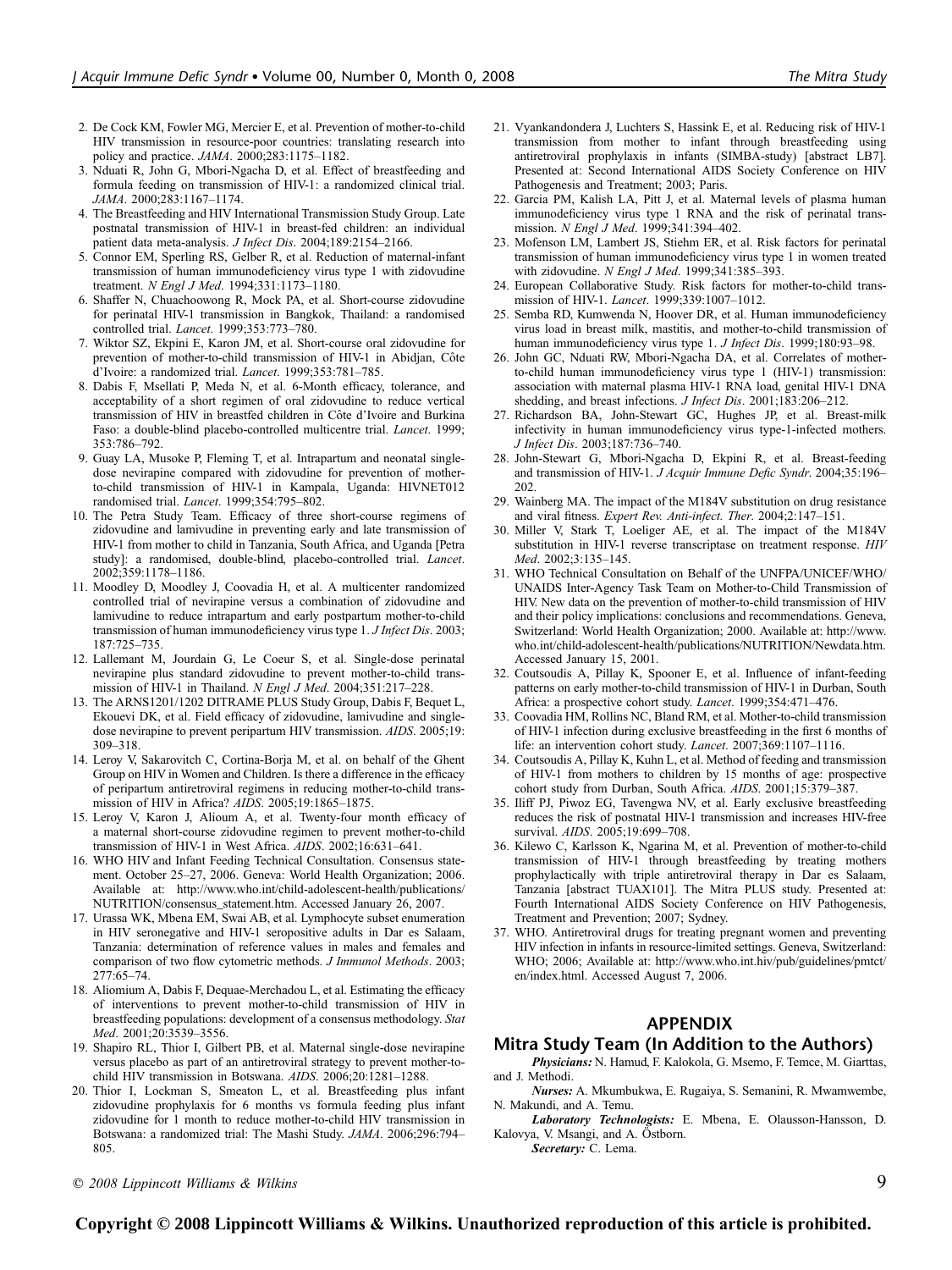2. De Cock KM, Fowler MG, Mercier E, et al. Prevention of mother-to-child HIV transmission in resource-poor countries: translating research into policy and practice. *JAMA*. 2000;283:1175–1182.
3. Nduati R, John G, Mbori-Ngacha D, et al. Effect of breastfeeding and formula feeding on transmission of HIV-1: a randomized clinical trial. *JAMA*. 2000;283:1167–1174.
4. The Breastfeeding and HIV International Transmission Study Group. Late postnatal transmission of HIV-1 in breast-fed children: an individual patient data meta-analysis. *J Infect Dis*. 2004;189:2154–2166.
5. Connor EM, Sperling RS, Gelber R, et al. Reduction of maternal-infant transmission of human immunodeficiency virus type 1 with zidovudine treatment. *N Engl J Med*. 1994;331:1173–1180.
6. Shaffer N, Chuachoowong R, Mock PA, et al. Short-course zidovudine for perinatal HIV-1 transmission in Bangkok, Thailand: a randomised controlled trial. *Lancet*. 1999;353:773–780.
7. Wiktor SZ, Ekpini E, Karon JM, et al. Short-course oral zidovudine for prevention of mother-to-child transmission of HIV-1 in Abidjan, Côte d'Ivoire: a randomized trial. *Lancet*. 1999;353:781–785.
8. Dabis F, Msellati P, Meda N, et al. 6-Month efficacy, tolerance, and acceptability of a short regimen of oral zidovudine to reduce vertical transmission of HIV in breastfed children in Côte d'Ivoire and Burkina Faso: a double-blind placebo-controlled multicentre trial. *Lancet*. 1999; 353:786–792.
9. Guay LA, Musoke P, Fleming T, et al. Intrapartum and neonatal single-dose nevirapine compared with zidovudine for prevention of mother-to-child transmission of HIV-1 in Kampala, Uganda: HIVNET012 randomised trial. *Lancet*. 1999;354:795–802.
10. The Petra Study Team. Efficacy of three short-course regimens of zidovudine and lamivudine in preventing early and late transmission of HIV-1 from mother to child in Tanzania, South Africa, and Uganda [Petra study]: a randomised, double-blind, placebo-controlled trial. *Lancet*. 2002;359:1178–1186.
11. Moodley D, Moodley J, Coovadia H, et al. A multicenter randomized controlled trial of nevirapine versus a combination of zidovudine and lamivudine to reduce intrapartum and early postpartum mother-to-child transmission of human immunodeficiency virus type 1. *J Infect Dis*. 2003; 187:725–735.
12. Lallemant M, Jourdain G, Le Coeur S, et al. Single-dose perinatal nevirapine plus standard zidovudine to prevent mother-to-child transmission of HIV-1 in Thailand. *N Engl J Med*. 2004;351:217–228.
13. The ARNS1201/1202 DITRAME PLUS Study Group, Dabis F, Bequet L, Ekouevi DK, et al. Field efficacy of zidovudine, lamivudine and single-dose nevirapine to prevent peripartum HIV transmission. *AIDS*. 2005;19: 309–318.
14. Leroy V, Sakarovitch C, Cortina-Borja M, et al. on behalf of the Ghent Group on HIV in Women and Children. Is there a difference in the efficacy of peripartum antiretroviral regimens in reducing mother-to-child transmission of HIV in Africa? *AIDS*. 2005;19:1865–1875.
15. Leroy V, Karon J, Alioum A, et al. Twenty-four month efficacy of a maternal short-course zidovudine regimen to prevent mother-to-child transmission of HIV-1 in West Africa. *AIDS*. 2002;16:631–641.
16. WHO HIV and Infant Feeding Technical Consultation. Consensus statement. October 25–27, 2006. Geneva: World Health Organization; 2006. Available at: http://www.who.int/child-adolescent-health/publications/NUTRITION/consensus_statement.htm. Accessed January 26, 2007.
17. Urassa WK, Mbena EM, Swai AB, et al. Lymphocyte subset enumeration in HIV seronegative and HIV-1 seropositive adults in Dar es Salaam, Tanzania: determination of reference values in males and females and comparison of two flow cytometric methods. *J Immunol Methods*. 2003; 277:65–74.
18. Aliomium A, Dabis F, Dequae-Merchadou L, et al. Estimating the efficacy of interventions to prevent mother-to-child transmission of HIV in breastfeeding populations: development of a consensus methodology. *Stat Med*. 2001;20:3539–3556.
19. Shapiro RL, Thior I, Gilbert PB, et al. Maternal single-dose nevirapine versus placebo as part of an antiretroviral strategy to prevent mother-to-child HIV transmission in Botswana. *AIDS*. 2006;20:1281–1288.
20. Thior I, Lockman S, Smeaton L, et al. Breastfeeding plus infant zidovudine prophylaxis for 6 months vs formula feeding plus infant zidovudine for 1 month to reduce mother-to-child HIV transmission in Botswana: a randomized trial: The Mashi Study. *JAMA*. 2006;296:794–805.
21. Vyankandondera J, Luchters S, Hassink E, et al. Reducing risk of HIV-1 transmission from mother to infant through breastfeeding using antiretroviral prophylaxis in infants (SIMBA-study) [abstract LB7]. Presented at: Second International AIDS Society Conference on HIV Pathogenesis and Treatment; 2003; Paris.
22. Garcia PM, Kalish LA, Pitt J, et al. Maternal levels of plasma human immunodeficiency virus type 1 RNA and the risk of perinatal transmission. *N Engl J Med*. 1999;341:394–402.
23. Mofenson LM, Lambert JS, Stiehm ER, et al. Risk factors for perinatal transmission of human immunodeficiency virus type 1 in women treated with zidovudine. *N Engl J Med*. 1999;341:385–393.
24. European Collaborative Study. Risk factors for mother-to-child transmission of HIV-1. *Lancet*. 1999;339:1007–1012.
25. Semba RD, Kumwenda N, Hoover DR, et al. Human immunodeficiency virus load in breast milk, mastitis, and mother-to-child transmission of human immunodeficiency virus type 1. *J Infect Dis*. 1999;180:93–98.
26. John GC, Nduati RW, Mbori-Ngacha DA, et al. Correlates of mother-to-child human immunodeficiency virus type 1 (HIV-1) transmission: association with maternal plasma HIV-1 RNA load, genital HIV-1 DNA shedding, and breast infections. *J Infect Dis*. 2001;183:206–212.
27. Richardson BA, John-Stewart GC, Hughes JP, et al. Breast-milk infectivity in human immunodeficiency virus type-1-infected mothers. *J Infect Dis*. 2003;187:736–740.
28. John-Stewart G, Mbori-Ngacha D, Ekpini R, et al. Breast-feeding and transmission of HIV-1. *J Acquir Immune Defic Syndr*. 2004;35:196–202.
29. Wainberg MA. The impact of the M184V substitution on drug resistance and viral fitness. *Expert Rev. Anti-infect. Ther*. 2004;2:147–151.
30. Miller V, Stark T, Loeliger AE, et al. The impact of the M184V substitution in HIV-1 reverse transcriptase on treatment response. *HIV Med*. 2002;3:135–145.
31. WHO Technical Consultation on Behalf of the UNFPA/UNICEF/WHO/UNAIDS Inter-Agency Task Team on Mother-to-Child Transmission of HIV. New data on the prevention of mother-to-child transmission of HIV and their policy implications: conclusions and recommendations. Geneva, Switzerland: World Health Organization; 2000. Available at: http://www.who.int/child-adolescent-health/publications/NUTRITION/Newdata.htm. Accessed January 15, 2001.
32. Coutsoudis A, Pillay K, Spooner E, et al. Influence of infant-feeding patterns on early mother-to-child transmission of HIV-1 in Durban, South Africa: a prospective cohort study. *Lancet*. 1999;354:471–476.
33. Coovadia HM, Rollins NC, Bland RM, et al. Mother-to-child transmission of HIV-1 infection during exclusive breastfeeding in the first 6 months of life: an intervention cohort study. *Lancet*. 2007;369:1107–1116.
34. Coutsoudis A, Pillay K, Kuhn L, et al. Method of feeding and transmission of HIV-1 from mothers to children by 15 months of age: prospective cohort study from Durban, South Africa. *AIDS*. 2001;15:379–387.
35. Iliff PJ, Piwoz EG, Tavengwa NV, et al. Early exclusive breastfeeding reduces the risk of postnatal HIV-1 transmission and increases HIV-free survival. *AIDS*. 2005;19:699–708.
36. Kilewo C, Karlsson K, Ngarina M, et al. Prevention of mother-to-child transmission of HIV-1 through breastfeeding by treating mothers prophylactically with triple antiretroviral therapy in Dar es Salaam, Tanzania [abstract TUAX101]. The Mitra PLUS study. Presented at: Fourth International AIDS Society Conference on HIV Pathogenesis, Treatment and Prevention; 2007; Sydney.
37. WHO. Antiretroviral drugs for treating pregnant women and preventing HIV infection in infants in resource-limited settings. Geneva, Switzerland: WHO; 2006; Available at: http://www.who.int.hiv/pub/guidelines/pmtct/en/index.html. Accessed August 7, 2006.

## APPENDIX

### Mitra Study Team (In Addition to the Authors)

***Physicians:*** N. Hamud, F. Kalokola, G. Msemo, F. Temce, M. Giarttas, and J. Methodi.

***Nurses:*** A. Mkumbukwa, E. Rugaiya, S. Semanini, R. Mwamwembe, N. Makundi, and A. Temu.

***Laboratory Technologists:*** E. Mbena, E. Olausson-Hansson, D. Kalovya, V. Msangi, and A. Östborn.

***Secretary:*** C. Lema.